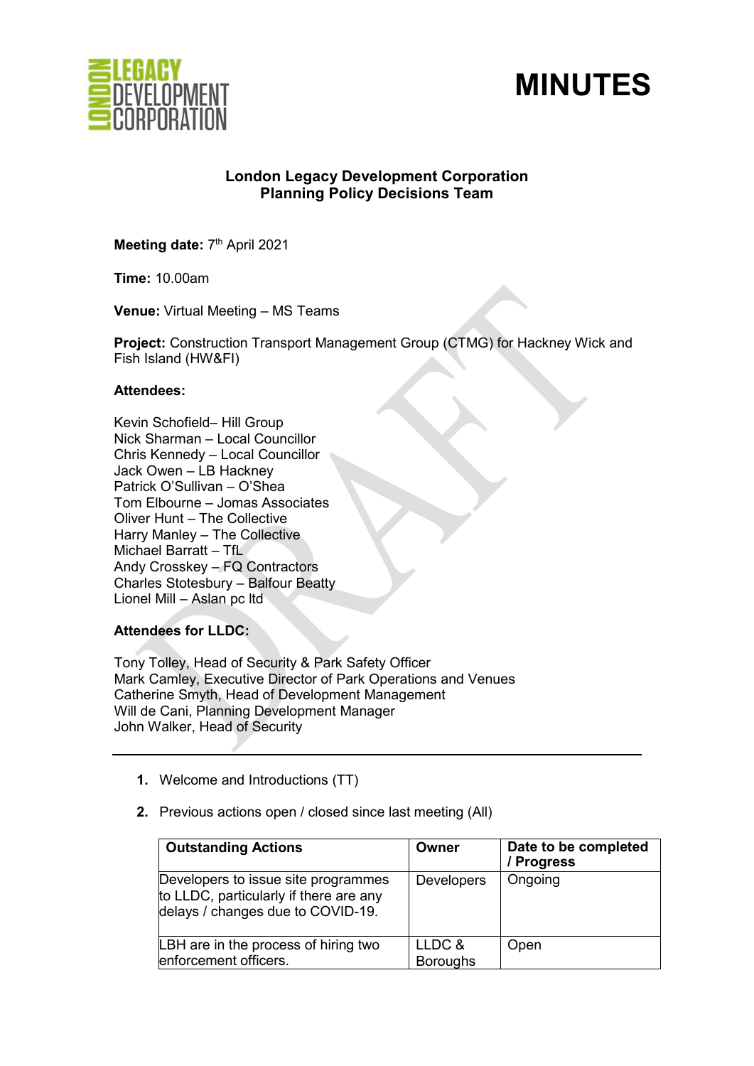# MINUTES

**London Legacy Development Corporation**
**Planning Policy Decisions Team**

**Meeting date:** 7th April 2021

**Time:** 10.00am

**Venue:** Virtual Meeting – MS Teams

**Project:** Construction Transport Management Group (CTMG) for Hackney Wick and Fish Island (HW&FI)

**Attendees:**

Kevin Schofield– Hill Group
Nick Sharman – Local Councillor
Chris Kennedy – Local Councillor
Jack Owen – LB Hackney
Patrick O'Sullivan – O'Shea
Tom Elbourne – Jomas Associates
Oliver Hunt – The Collective
Harry Manley – The Collective
Michael Barratt – TfL
Andy Crosskey – FQ Contractors
Charles Stotesbury – Balfour Beatty
Lionel Mill – Aslan pc ltd

**Attendees for LLDC:**

Tony Tolley, Head of Security & Park Safety Officer
Mark Camley, Executive Director of Park Operations and Venues
Catherine Smyth, Head of Development Management
Will de Cani, Planning Development Manager
John Walker, Head of Security

---

1. Welcome and Introductions (TT)

2. Previous actions open / closed since last meeting (All)

| Outstanding Actions | Owner | Date to be completed / Progress |
|---|---|---|
| Developers to issue site programmes to LLDC, particularly if there are any delays / changes due to COVID-19. | Developers | Ongoing |
| LBH are in the process of hiring two enforcement officers. | LLDC & Boroughs | Open |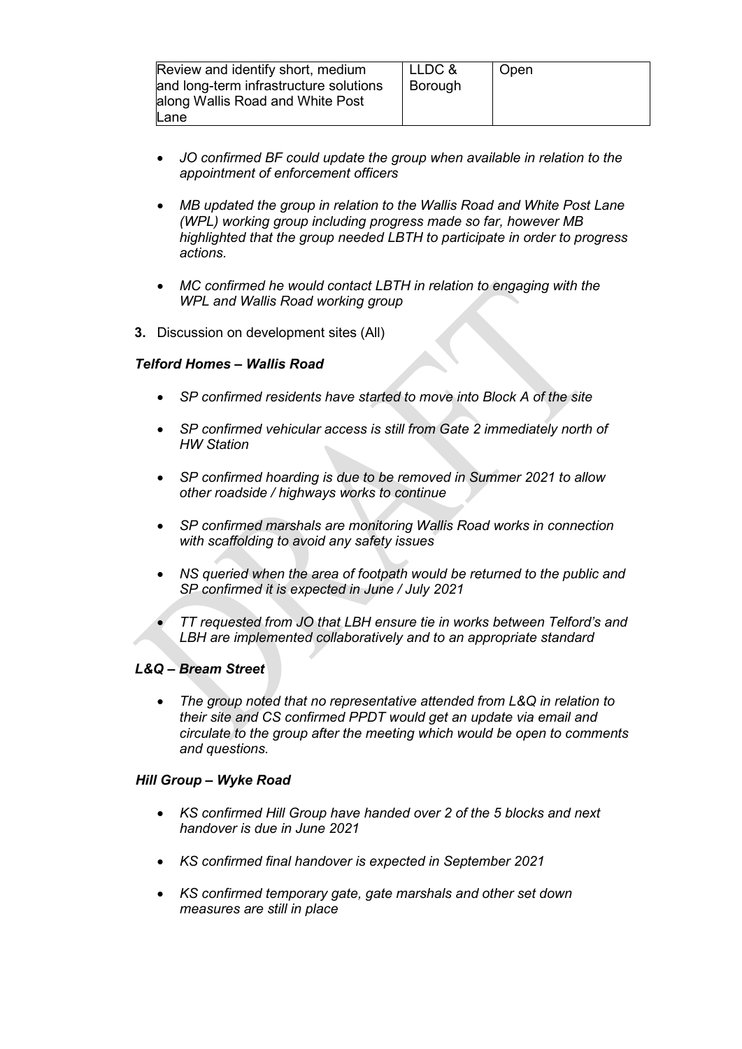| Review and identify short, medium and long-term infrastructure solutions along Wallis Road and White Post Lane | LLDC & Borough | Open |
|---|---|---|

- *JO confirmed BF could update the group when available in relation to the appointment of enforcement officers*

- *MB updated the group in relation to the Wallis Road and White Post Lane (WPL) working group including progress made so far, however MB highlighted that the group needed LBTH to participate in order to progress actions.*

- *MC confirmed he would contact LBTH in relation to engaging with the WPL and Wallis Road working group*

**3.** Discussion on development sites (All)

***Telford Homes – Wallis Road***

- *SP confirmed residents have started to move into Block A of the site*

- *SP confirmed vehicular access is still from Gate 2 immediately north of HW Station*

- *SP confirmed hoarding is due to be removed in Summer 2021 to allow other roadside / highways works to continue*

- *SP confirmed marshals are monitoring Wallis Road works in connection with scaffolding to avoid any safety issues*

- *NS queried when the area of footpath would be returned to the public and SP confirmed it is expected in June / July 2021*

- *TT requested from JO that LBH ensure tie in works between Telford's and LBH are implemented collaboratively and to an appropriate standard*

***L&Q – Bream Street***

- *The group noted that no representative attended from L&Q in relation to their site and CS confirmed PPDT would get an update via email and circulate to the group after the meeting which would be open to comments and questions.*

***Hill Group – Wyke Road***

- *KS confirmed Hill Group have handed over 2 of the 5 blocks and next handover is due in June 2021*

- *KS confirmed final handover is expected in September 2021*

- *KS confirmed temporary gate, gate marshals and other set down measures are still in place*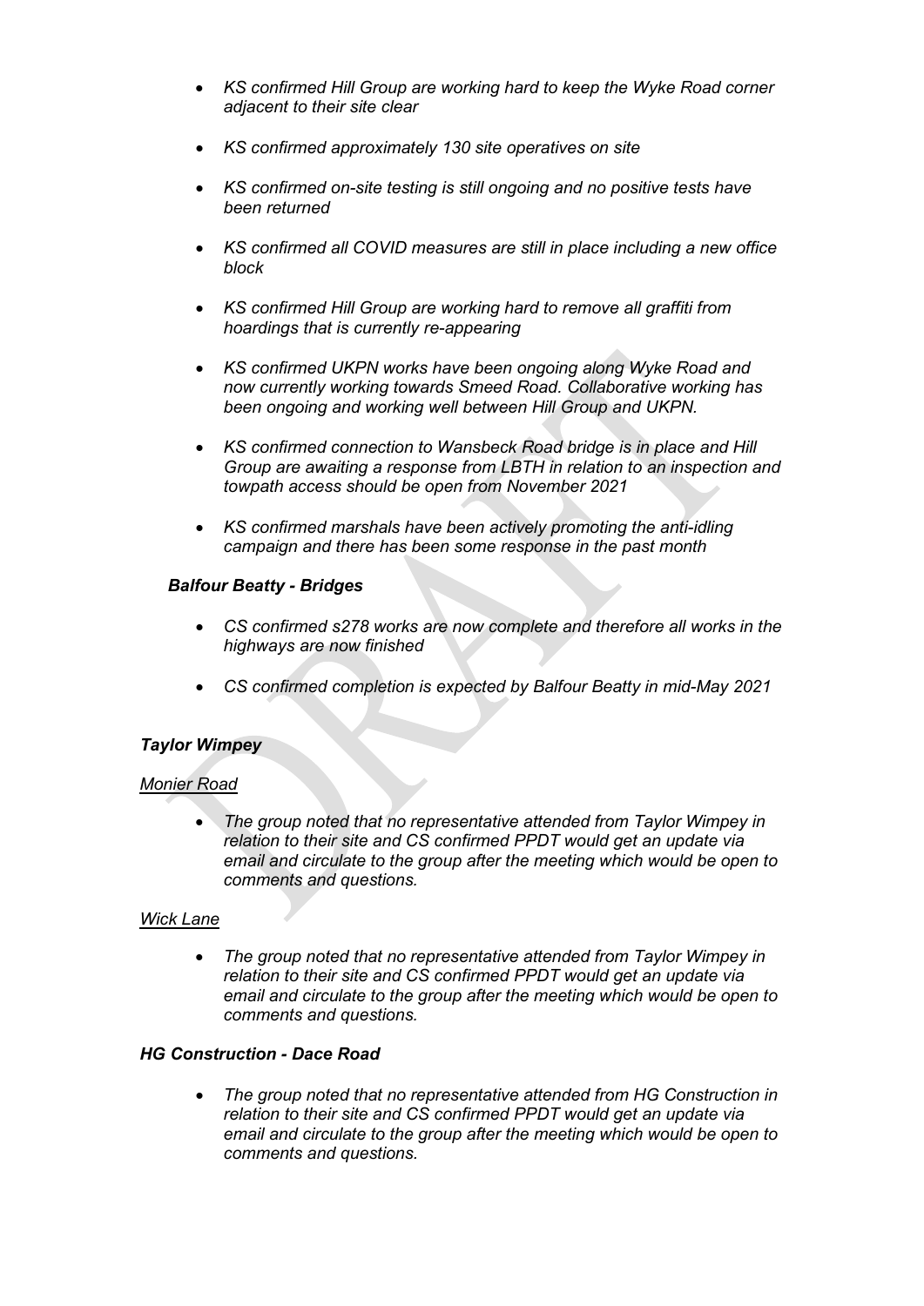- *KS confirmed Hill Group are working hard to keep the Wyke Road corner adjacent to their site clear*

- *KS confirmed approximately 130 site operatives on site*

- *KS confirmed on-site testing is still ongoing and no positive tests have been returned*

- *KS confirmed all COVID measures are still in place including a new office block*

- *KS confirmed Hill Group are working hard to remove all graffiti from hoardings that is currently re-appearing*

- *KS confirmed UKPN works have been ongoing along Wyke Road and now currently working towards Smeed Road. Collaborative working has been ongoing and working well between Hill Group and UKPN.*

- *KS confirmed connection to Wansbeck Road bridge is in place and Hill Group are awaiting a response from LBTH in relation to an inspection and towpath access should be open from November 2021*

- *KS confirmed marshals have been actively promoting the anti-idling campaign and there has been some response in the past month*

***Balfour Beatty - Bridges***

- *CS confirmed s278 works are now complete and therefore all works in the highways are now finished*

- *CS confirmed completion is expected by Balfour Beatty in mid-May 2021*

***Taylor Wimpey***

*<u>Monier Road</u>*

- *The group noted that no representative attended from Taylor Wimpey in relation to their site and CS confirmed PPDT would get an update via email and circulate to the group after the meeting which would be open to comments and questions.*

*<u>Wick Lane</u>*

- *The group noted that no representative attended from Taylor Wimpey in relation to their site and CS confirmed PPDT would get an update via email and circulate to the group after the meeting which would be open to comments and questions.*

***HG Construction - Dace Road***

- *The group noted that no representative attended from HG Construction in relation to their site and CS confirmed PPDT would get an update via email and circulate to the group after the meeting which would be open to comments and questions.*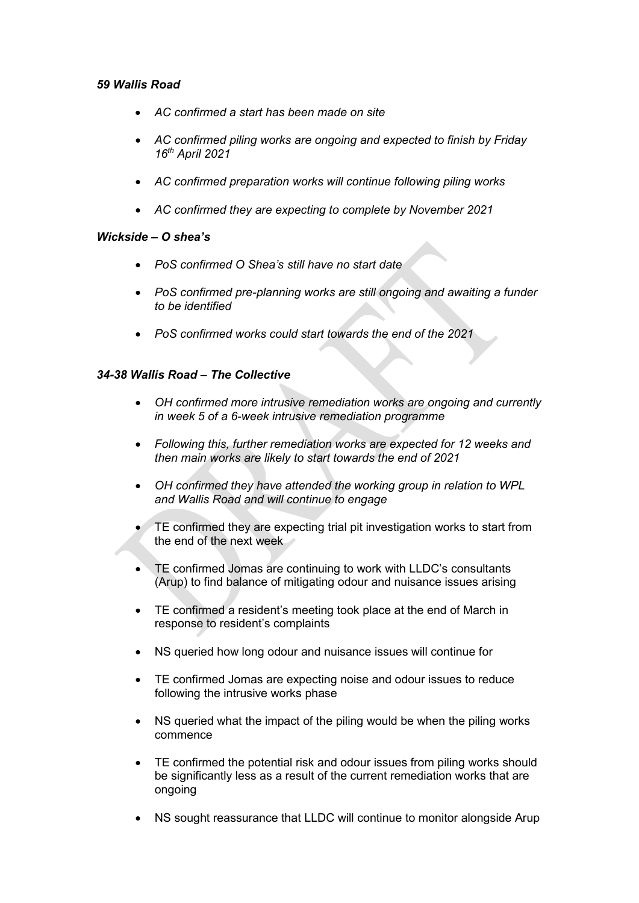***59 Wallis Road***

- *AC confirmed a start has been made on site*
- *AC confirmed piling works are ongoing and expected to finish by Friday 16th April 2021*
- *AC confirmed preparation works will continue following piling works*
- *AC confirmed they are expecting to complete by November 2021*

***Wickside – O shea's***

- *PoS confirmed O Shea's still have no start date*
- *PoS confirmed pre-planning works are still ongoing and awaiting a funder to be identified*
- *PoS confirmed works could start towards the end of the 2021*

***34-38 Wallis Road – The Collective***

- *OH confirmed more intrusive remediation works are ongoing and currently in week 5 of a 6-week intrusive remediation programme*
- *Following this, further remediation works are expected for 12 weeks and then main works are likely to start towards the end of 2021*
- *OH confirmed they have attended the working group in relation to WPL and Wallis Road and will continue to engage*
- TE confirmed they are expecting trial pit investigation works to start from the end of the next week
- TE confirmed Jomas are continuing to work with LLDC's consultants (Arup) to find balance of mitigating odour and nuisance issues arising
- TE confirmed a resident's meeting took place at the end of March in response to resident's complaints
- NS queried how long odour and nuisance issues will continue for
- TE confirmed Jomas are expecting noise and odour issues to reduce following the intrusive works phase
- NS queried what the impact of the piling would be when the piling works commence
- TE confirmed the potential risk and odour issues from piling works should be significantly less as a result of the current remediation works that are ongoing
- NS sought reassurance that LLDC will continue to monitor alongside Arup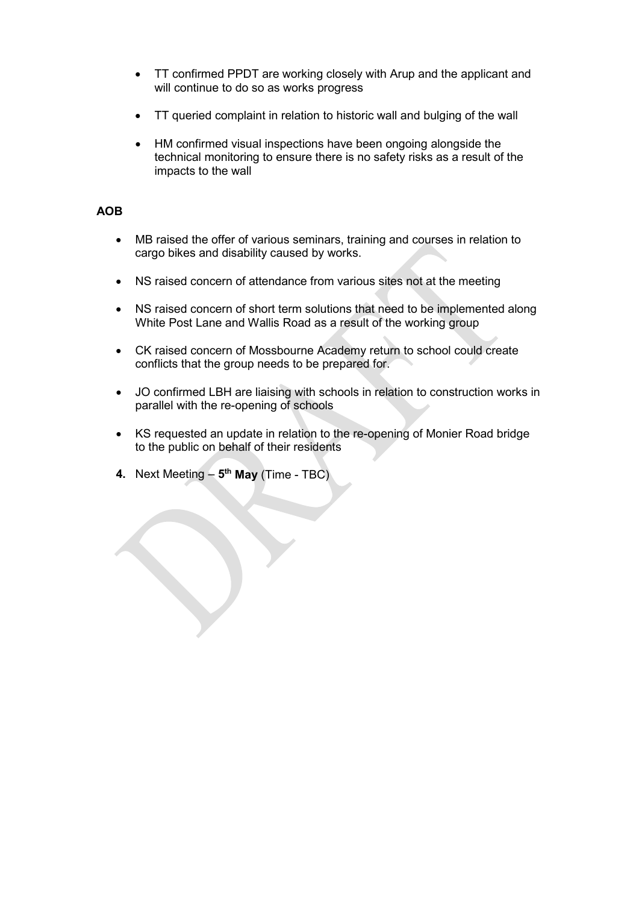- TT confirmed PPDT are working closely with Arup and the applicant and will continue to do so as works progress

- TT queried complaint in relation to historic wall and bulging of the wall

- HM confirmed visual inspections have been ongoing alongside the technical monitoring to ensure there is no safety risks as a result of the impacts to the wall

**AOB**

- MB raised the offer of various seminars, training and courses in relation to cargo bikes and disability caused by works.

- NS raised concern of attendance from various sites not at the meeting

- NS raised concern of short term solutions that need to be implemented along White Post Lane and Wallis Road as a result of the working group

- CK raised concern of Mossbourne Academy return to school could create conflicts that the group needs to be prepared for.

- JO confirmed LBH are liaising with schools in relation to construction works in parallel with the re-opening of schools

- KS requested an update in relation to the re-opening of Monier Road bridge to the public on behalf of their residents

**4.** Next Meeting – **5th May** (Time - TBC)